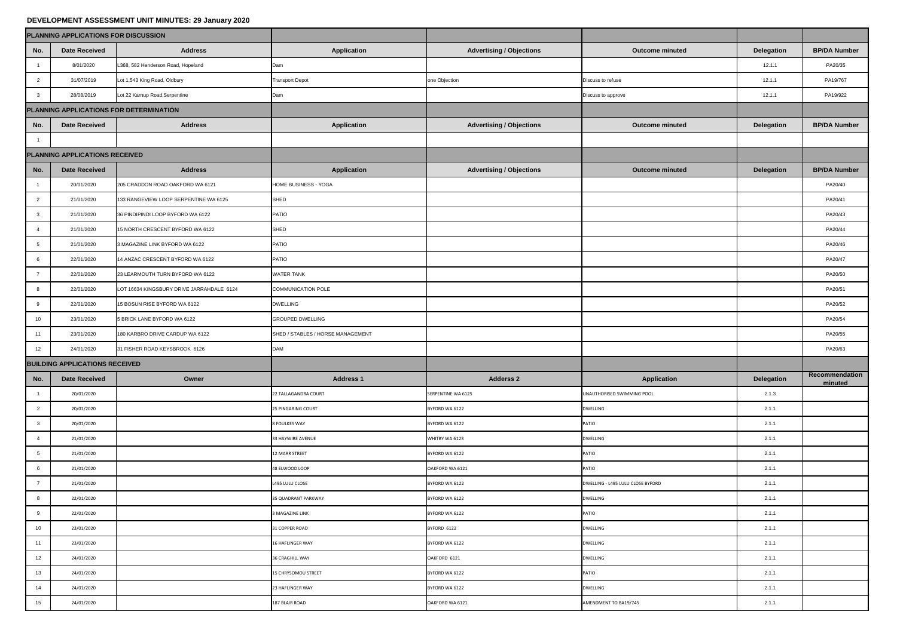# DEVELOPMENT ASSESSMENT UNIT MINUTES: 29 January 2020

| PLANNING APPLICATIONS FOR DISCUSSION | | | | | | | |
|---|---|---|---|---|---|---|---|
| No. | Date Received | Address | Application | Advertising / Objections | Outcome minuted | Delegation | BP/DA Number |
| 1 | 8/01/2020 | L368, 582 Henderson Road, Hopeland | Dam | | | 12.1.1 | PA20/35 |
| 2 | 31/07/2019 | Lot 1,543 King Road, Oldbury | Transport Depot | one Objection | Discuss to refuse | 12.1.1 | PA19/767 |
| 3 | 28/08/2019 | Lot 22 Karnup Road,Serpentine | Dam | | Discuss to approve | 12.1.1 | PA19/922 |
| **PLANNING APPLICATIONS FOR DETERMINATION** | | | | | | | |
| No. | Date Received | Address | Application | Advertising / Objections | Outcome minuted | Delegation | BP/DA Number |
| 1 | | | | | | | |
| **PLANNING APPLICATIONS RECEIVED** | | | | | | | |
| No. | Date Received | Address | Application | Advertising / Objections | Outcome minuted | Delegation | BP/DA Number |
| 1 | 20/01/2020 | 205 CRADDON ROAD OAKFORD WA 6121 | HOME BUSINESS - YOGA | | | | PA20/40 |
| 2 | 21/01/2020 | 133 RANGEVIEW LOOP SERPENTINE WA 6125 | SHED | | | | PA20/41 |
| 3 | 21/01/2020 | 36 PINDIPINDI LOOP BYFORD WA 6122 | PATIO | | | | PA20/43 |
| 4 | 21/01/2020 | 15 NORTH CRESCENT BYFORD WA 6122 | SHED | | | | PA20/44 |
| 5 | 21/01/2020 | 3 MAGAZINE LINK BYFORD WA 6122 | PATIO | | | | PA20/46 |
| 6 | 22/01/2020 | 14 ANZAC CRESCENT BYFORD WA 6122 | PATIO | | | | PA20/47 |
| 7 | 22/01/2020 | 23 LEARMOUTH TURN BYFORD WA 6122 | WATER TANK | | | | PA20/50 |
| 8 | 22/01/2020 | LOT 16634 KINGSBURY DRIVE JARRAHDALE 6124 | COMMUNICATION POLE | | | | PA20/51 |
| 9 | 22/01/2020 | 15 BOSUN RISE BYFORD WA 6122 | DWELLING | | | | PA20/52 |
| 10 | 23/01/2020 | 5 BRICK LANE BYFORD WA 6122 | GROUPED DWELLING | | | | PA20/54 |
| 11 | 23/01/2020 | 180 KARBRO DRIVE CARDUP WA 6122 | SHED / STABLES / HORSE MANAGEMENT | | | | PA20/55 |
| 12 | 24/01/2020 | 31 FISHER ROAD KEYSBROOK 6126 | DAM | | | | PA20/63 |
| **BUILDING APPLICATIONS RECEIVED** | | | | | | | |
| No. | Date Received | Owner | Address 1 | Adderss 2 | Application | Delegation | Recommendation minuted |
| 1 | 20/01/2020 | | 22 TALLAGANDRA COURT | SERPENTINE WA 6125 | UNAUTHORISED SWIMMING POOL | 2.1.3 | |
| 2 | 20/01/2020 | | 25 PINGARING COURT | BYFORD WA 6122 | DWELLING | 2.1.1 | |
| 3 | 20/01/2020 | | 8 FOULKES WAY | BYFORD WA 6122 | PATIO | 2.1.1 | |
| 4 | 21/01/2020 | | 33 HAYWIRE AVENUE | WHITBY WA 6123 | DWELLING | 2.1.1 | |
| 5 | 21/01/2020 | | 12 MARR STREET | BYFORD WA 6122 | PATIO | 2.1.1 | |
| 6 | 21/01/2020 | | 48 ELWOOD LOOP | OAKFORD WA 6121 | PATIO | 2.1.1 | |
| 7 | 21/01/2020 | | L495 LULU CLOSE | BYFORD WA 6122 | DWELLING - L495 LULU CLOSE BYFORD | 2.1.1 | |
| 8 | 22/01/2020 | | 35 QUADRANT PARKWAY | BYFORD WA 6122 | DWELLING | 2.1.1 | |
| 9 | 22/01/2020 | | 3 MAGAZINE LINK | BYFORD WA 6122 | PATIO | 2.1.1 | |
| 10 | 23/01/2020 | | 31 COPPER ROAD | BYFORD 6122 | DWELLING | 2.1.1 | |
| 11 | 23/01/2020 | | 16 HAFLINGER WAY | BYFORD WA 6122 | DWELLING | 2.1.1 | |
| 12 | 24/01/2020 | | 36 CRAGHILL WAY | OAKFORD 6121 | DWELLING | 2.1.1 | |
| 13 | 24/01/2020 | | 15 CHRYSOMOU STREET | BYFORD WA 6122 | PATIO | 2.1.1 | |
| 14 | 24/01/2020 | | 23 HAFLINGER WAY | BYFORD WA 6122 | DWELLING | 2.1.1 | |
| 15 | 24/01/2020 | | 187 BLAIR ROAD | OAKFORD WA 6121 | AMENDMENT TO BA19/745 | 2.1.1 | |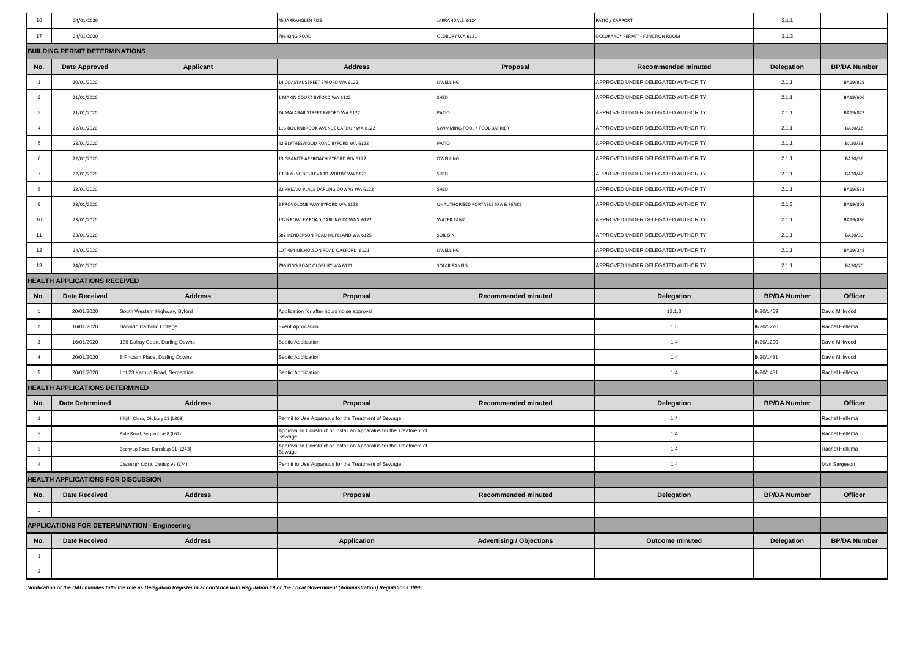| | | | | | | | |
|---|---|---|---|---|---|---|---|
| 16 | 24/01/2020 | | 45 JARRAHGLEN RISE | JARRAHDALE 6124 | PATIO / CARPORT | 2.1.1 | |
| 17 | 24/01/2020 | | 796 KING ROAD | OLDBURY WA 6121 | OCCUPANCY PERMIT - FUNCTION ROOM | 2.1.3 | |

**BUILDING PERMIT DETERMINATIONS**

| No. | Date Approved | Applicant | Address | Proposal | Recommended minuted | Delegation | BP/DA Number |
|---|---|---|---|---|---|---|---|
| 1 | 20/01/2020 | | 14 COASTAL STREET BYFORD WA 6122 | DWELLING | APPROVED UNDER DELEGATED AUTHORITY | 2.1.1 | BA19/829 |
| 2 | 21/01/2020 | | 1 MAKIN COURT BYFORD WA 6122 | SHED | APPROVED UNDER DELEGATED AUTHORITY | 2.1.1 | BA19/606 |
| 3 | 21/01/2020 | | 24 MALABAR STREET BYFORD WA 6122 | PATIO | APPROVED UNDER DELEGATED AUTHORITY | 2.1.1 | BA19/873 |
| 4 | 22/01/2020 | | 116 BOURNBROOK AVENUE CARDUP WA 6122 | SWIMMING POOL / POOL BARRIER | APPROVED UNDER DELEGATED AUTHORITY | 2.1.1 | BA20/28 |
| 5 | 22/01/2020 | | 42 BLYTHESWOOD ROAD BYFORD WA 6122 | PATIO | APPROVED UNDER DELEGATED AUTHORITY | 2.1.1 | BA20/33 |
| 6 | 22/01/2020 | | 13 GRANITE APPROACH BYFORD WA 6122 | DWELLING | APPROVED UNDER DELEGATED AUTHORITY | 2.1.1 | BA20/36 |
| 7 | 22/01/2020 | | 13 SKYLINE BOULEVARD WHITBY WA 6123 | SHED | APPROVED UNDER DELEGATED AUTHORITY | 2.1.1 | BA20/42 |
| 8 | 23/01/2020 | | 22 PHIZAM PLACE DARLING DOWNS WA 6122 | SHED | APPROVED UNDER DELEGATED AUTHORITY | 2.1.1 | BA19/531 |
| 9 | 23/01/2020 | | 2 PROVOLONE WAY BYFORD WA 6122 | UNAUTHORISED PORTABLE SPA & FENCE | APPROVED UNDER DELEGATED AUTHORITY | 2.1.3 | BA19/803 |
| 10 | 23/01/2020 | | 1326 ROWLEY ROAD DARLING DOWNS 6122 | WATER TANK | APPROVED UNDER DELEGATED AUTHORITY | 2.1.1 | BA19/886 |
| 11 | 23/01/2020 | | 582 HENDERSON ROAD HOPELAND WA 6125 | SOIL BIN | APPROVED UNDER DELEGATED AUTHORITY | 2.1.1 | BA20/30 |
| 12 | 24/01/2020 | | LOT 494 NICHOLSON ROAD OAKFORD 6121 | DWELLING | APPROVED UNDER DELEGATED AUTHORITY | 2.1.1 | BA19/248 |
| 13 | 24/01/2020 | | 796 KING ROAD OLDBURY WA 6121 | SOLAR PANELS | APPROVED UNDER DELEGATED AUTHORITY | 2.1.1 | BA20/20 |

**HEALTH APPLICATIONS RECEIVED**

| No. | Date Received | Address | Proposal | Recommended minuted | Delegation | BP/DA Number | Officer |
|---|---|---|---|---|---|---|---|
| 1 | 20/01/2020 | South Western Highway, Byford | Application for after hours noise approval | | 13.1.3 | IN20/1459 | David Millwood |
| 2 | 16/01/2020 | Salvado Catholic College | Event Application | | 1.5 | IN20/1270 | Rachel Hellema |
| 3 | 16/01/2020 | 136 Dalray Court, Darling Downs | Septic Application | | 1.4 | IN20/1290 | David Millwood |
| 4 | 20/01/2020 | 8 Phizam Place, Darling Downs | Septic Application | | 1.4 | IN20/1481 | David Millwood |
| 5 | 20/01/2020 | Lot 23 Karnup Road, Serpentine | Septic Application | | 1.4 | IN20/1481 | Rachel Hellema |

**HEALTH APPLICATIONS DETERMINED**

| No. | Date Determined | Address | Proposal | Recommended minuted | Delegation | BP/DA Number | Officer |
|---|---|---|---|---|---|---|---|
| 1 | | Jillijilli Close, Oldbury 28 (L803) | Permit to Use Apparatus for the Treatment of Sewage | | 1.4 | | Rachel Hellema |
| 2 | | Bate Road, Serpentine 8 (L62) | Approval to Construct or Install an Apparatus for the Treatment of Sewage | | 1.4 | | Rachel Hellema |
| 3 | | Beenyup Road, Karrakup 91 (L243) | Approval to Construct or Install an Apparatus for the Treatment of Sewage | | 1.4 | | Rachel Hellema |
| 4 | | Cavanagh Close, Cardup 92 (L74) | Permit to Use Apparatus for the Treatment of Sewage | | 1.4 | | Matt Sargeson |

**HEALTH APPLICATIONS FOR DISCUSSION**

| No. | Date Received | Address | Proposal | Recommended minuted | Delegation | BP/DA Number | Officer |
|---|---|---|---|---|---|---|---|
| 1 | | | | | | | |

**APPLICATIONS FOR DETERMINATION - Engineering**

| No. | Date Received | Address | Application | Advertising / Objections | Outcome minuted | Delegation | BP/DA Number |
|---|---|---|---|---|---|---|---|
| 1 | | | | | | | |
| 2 | | | | | | | |

***Notification of the DAU minutes fulfil the role as Delegation Register in accordance with Regulation 19 or the Local Government (Administration) Regulations 1996***